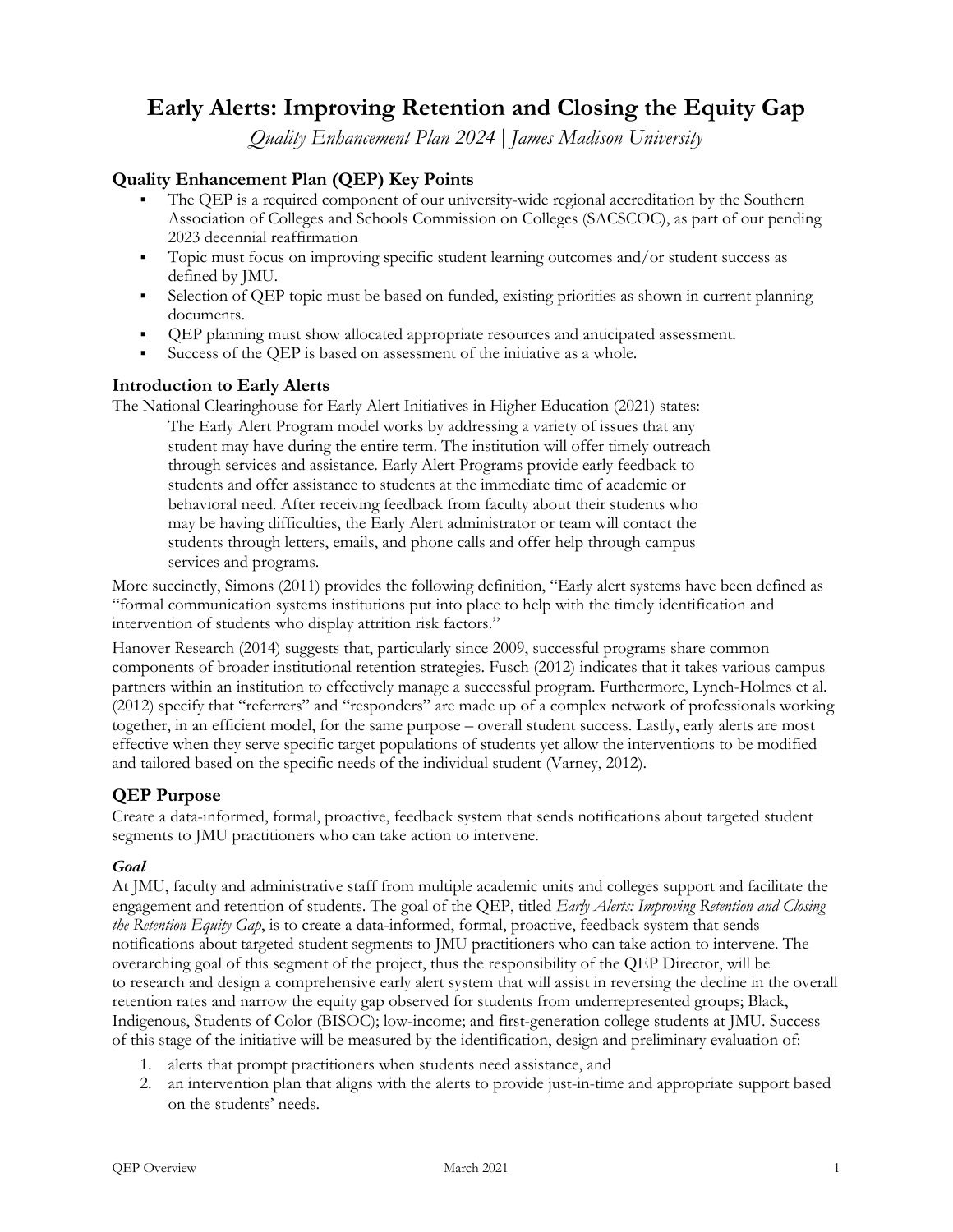# Early Alerts: Improving Retention and Closing the Equity Gap

*Quality Enhancement Plan 2024 | James Madison University*

### Quality Enhancement Plan (QEP) Key Points

- The QEP is a required component of our university-wide regional accreditation by the Southern Association of Colleges and Schools Commission on Colleges (SACSCOC), as part of our pending 2023 decennial reaffirmation
- Topic must focus on improving specific student learning outcomes and/or student success as defined by JMU.
- Selection of QEP topic must be based on funded, existing priorities as shown in current planning documents.
- QEP planning must show allocated appropriate resources and anticipated assessment.
- Success of the QEP is based on assessment of the initiative as a whole.

## Introduction to Early Alerts

The National Clearinghouse for Early Alert Initiatives in Higher Education (2021) states:

> The Early Alert Program model works by addressing a variety of issues that any student may have during the entire term. The institution will offer timely outreach through services and assistance. Early Alert Programs provide early feedback to students and offer assistance to students at the immediate time of academic or behavioral need. After receiving feedback from faculty about their students who may be having difficulties, the Early Alert administrator or team will contact the students through letters, emails, and phone calls and offer help through campus services and programs.

More succinctly, Simons (2011) provides the following definition, "Early alert systems have been defined as "formal communication systems institutions put into place to help with the timely identification and intervention of students who display attrition risk factors."

Hanover Research (2014) suggests that, particularly since 2009, successful programs share common components of broader institutional retention strategies. Fusch (2012) indicates that it takes various campus partners within an institution to effectively manage a successful program. Furthermore, Lynch-Holmes et al. (2012) specify that "referrers" and "responders" are made up of a complex network of professionals working together, in an efficient model, for the same purpose – overall student success. Lastly, early alerts are most effective when they serve specific target populations of students yet allow the interventions to be modified and tailored based on the specific needs of the individual student (Varney, 2012).

## QEP Purpose

Create a data-informed, formal, proactive, feedback system that sends notifications about targeted student segments to JMU practitioners who can take action to intervene.

### *Goal*

At JMU, faculty and administrative staff from multiple academic units and colleges support and facilitate the engagement and retention of students. The goal of the QEP, titled *Early Alerts: Improving Retention and Closing the Retention Equity Gap*, is to create a data-informed, formal, proactive, feedback system that sends notifications about targeted student segments to JMU practitioners who can take action to intervene. The overarching goal of this segment of the project, thus the responsibility of the QEP Director, will be to research and design a comprehensive early alert system that will assist in reversing the decline in the overall retention rates and narrow the equity gap observed for students from underrepresented groups; Black, Indigenous, Students of Color (BISOC); low-income; and first-generation college students at JMU. Success of this stage of the initiative will be measured by the identification, design and preliminary evaluation of:

1. alerts that prompt practitioners when students need assistance, and
2. an intervention plan that aligns with the alerts to provide just-in-time and appropriate support based on the students' needs.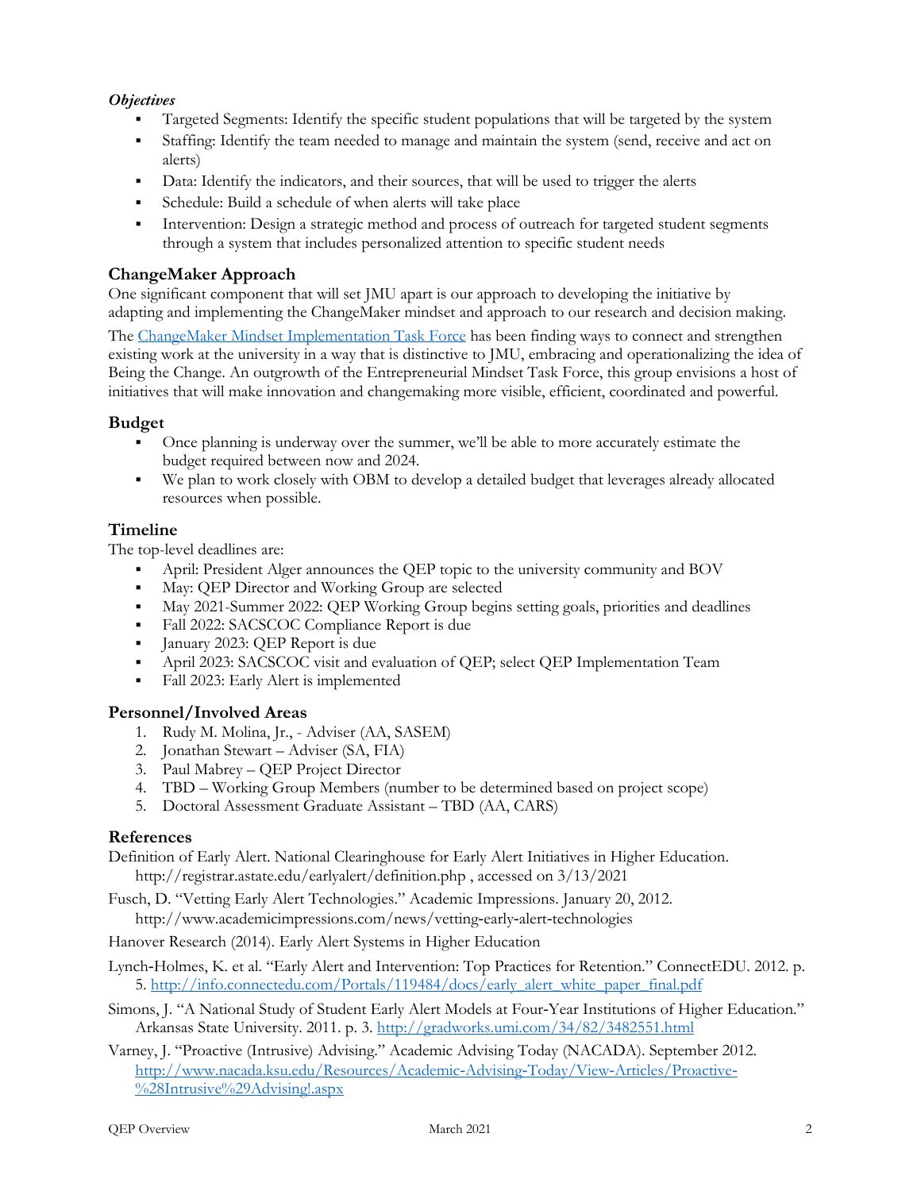***Objectives***

- Targeted Segments: Identify the specific student populations that will be targeted by the system
- Staffing: Identify the team needed to manage and maintain the system (send, receive and act on alerts)
- Data: Identify the indicators, and their sources, that will be used to trigger the alerts
- Schedule: Build a schedule of when alerts will take place
- Intervention: Design a strategic method and process of outreach for targeted student segments through a system that includes personalized attention to specific student needs

## ChangeMaker Approach

One significant component that will set JMU apart is our approach to developing the initiative by adapting and implementing the ChangeMaker mindset and approach to our research and decision making.

The ChangeMaker Mindset Implementation Task Force has been finding ways to connect and strengthen existing work at the university in a way that is distinctive to JMU, embracing and operationalizing the idea of Being the Change. An outgrowth of the Entrepreneurial Mindset Task Force, this group envisions a host of initiatives that will make innovation and changemaking more visible, efficient, coordinated and powerful.

## Budget

- Once planning is underway over the summer, we'll be able to more accurately estimate the budget required between now and 2024.
- We plan to work closely with OBM to develop a detailed budget that leverages already allocated resources when possible.

## Timeline

The top-level deadlines are:

- April: President Alger announces the QEP topic to the university community and BOV
- May: QEP Director and Working Group are selected
- May 2021-Summer 2022: QEP Working Group begins setting goals, priorities and deadlines
- Fall 2022: SACSCOC Compliance Report is due
- January 2023: QEP Report is due
- April 2023: SACSCOC visit and evaluation of QEP; select QEP Implementation Team
- Fall 2023: Early Alert is implemented

## Personnel/Involved Areas

1. Rudy M. Molina, Jr., - Adviser (AA, SASEM)
2. Jonathan Stewart – Adviser (SA, FIA)
3. Paul Mabrey – QEP Project Director
4. TBD – Working Group Members (number to be determined based on project scope)
5. Doctoral Assessment Graduate Assistant – TBD (AA, CARS)

## References

Definition of Early Alert. National Clearinghouse for Early Alert Initiatives in Higher Education. http://registrar.astate.edu/earlyalert/definition.php , accessed on 3/13/2021

Fusch, D. "Vetting Early Alert Technologies." Academic Impressions. January 20, 2012. http://www.academicimpressions.com/news/vetting-early-alert-technologies

Hanover Research (2014). Early Alert Systems in Higher Education

Lynch-Holmes, K. et al. "Early Alert and Intervention: Top Practices for Retention." ConnectEDU. 2012. p. 5. http://info.connectedu.com/Portals/119484/docs/early_alert_white_paper_final.pdf

Simons, J. "A National Study of Student Early Alert Models at Four-Year Institutions of Higher Education." Arkansas State University. 2011. p. 3. http://gradworks.umi.com/34/82/3482551.html

Varney, J. "Proactive (Intrusive) Advising." Academic Advising Today (NACADA). September 2012. http://www.nacada.ksu.edu/Resources/Academic-Advising-Today/View-Articles/Proactive-%28Intrusive%29Advising!.aspx